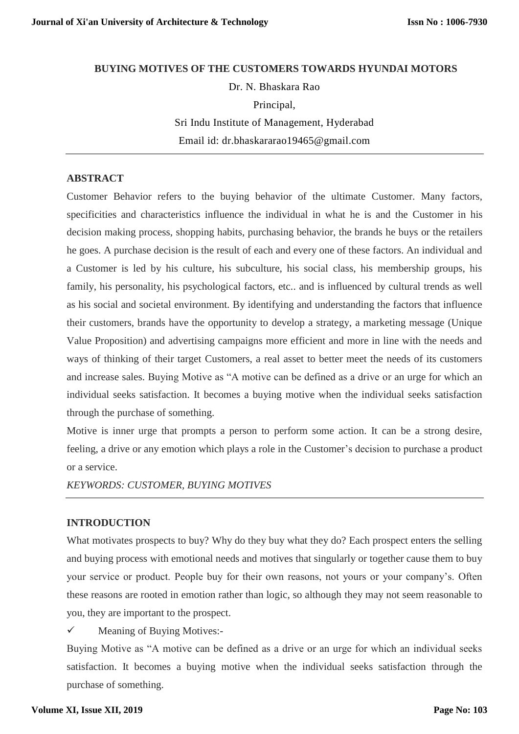# BUYING MOTIVES OF THE CUSTOMERS TOWARDS HYUNDAI MOTORS

Dr. N. Bhaskara Rao

Principal,

Sri Indu Institute of Management, Hyderabad

Email id: dr.bhaskararao19465@gmail.com

---

## ABSTRACT

Customer Behavior refers to the buying behavior of the ultimate Customer. Many factors, specificities and characteristics influence the individual in what he is and the Customer in his decision making process, shopping habits, purchasing behavior, the brands he buys or the retailers he goes. A purchase decision is the result of each and every one of these factors. An individual and a Customer is led by his culture, his subculture, his social class, his membership groups, his family, his personality, his psychological factors, etc.. and is influenced by cultural trends as well as his social and societal environment. By identifying and understanding the factors that influence their customers, brands have the opportunity to develop a strategy, a marketing message (Unique Value Proposition) and advertising campaigns more efficient and more in line with the needs and ways of thinking of their target Customers, a real asset to better meet the needs of its customers and increase sales. Buying Motive as "A motive can be defined as a drive or an urge for which an individual seeks satisfaction. It becomes a buying motive when the individual seeks satisfaction through the purchase of something.

Motive is inner urge that prompts a person to perform some action. It can be a strong desire, feeling, a drive or any emotion which plays a role in the Customer's decision to purchase a product or a service.

*KEYWORDS: CUSTOMER, BUYING MOTIVES*

---

## INTRODUCTION

What motivates prospects to buy? Why do they buy what they do? Each prospect enters the selling and buying process with emotional needs and motives that singularly or together cause them to buy your service or product. People buy for their own reasons, not yours or your company's. Often these reasons are rooted in emotion rather than logic, so although they may not seem reasonable to you, they are important to the prospect.

✓ Meaning of Buying Motives:-

Buying Motive as "A motive can be defined as a drive or an urge for which an individual seeks satisfaction. It becomes a buying motive when the individual seeks satisfaction through the purchase of something.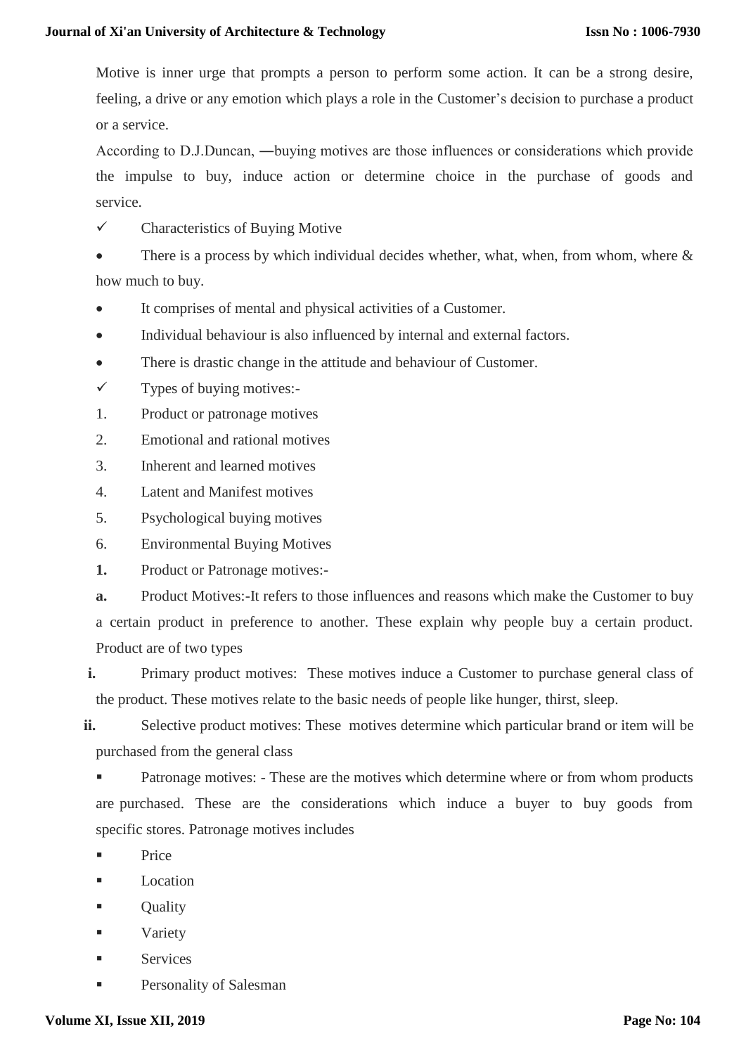Motive is inner urge that prompts a person to perform some action. It can be a strong desire, feeling, a drive or any emotion which plays a role in the Customer's decision to purchase a product or a service.

According to D.J.Duncan, ―buying motives are those influences or considerations which provide the impulse to buy, induce action or determine choice in the purchase of goods and service.

✓ Characteristics of Buying Motive

- There is a process by which individual decides whether, what, when, from whom, where & how much to buy.
- It comprises of mental and physical activities of a Customer.
- Individual behaviour is also influenced by internal and external factors.
- There is drastic change in the attitude and behaviour of Customer.

✓ Types of buying motives:-

1. Product or patronage motives
2. Emotional and rational motives
3. Inherent and learned motives
4. Latent and Manifest motives
5. Psychological buying motives
6. Environmental Buying Motives

**1.** Product or Patronage motives:-

**a.** Product Motives:-It refers to those influences and reasons which make the Customer to buy a certain product in preference to another. These explain why people buy a certain product. Product are of two types

**i.** Primary product motives: These motives induce a Customer to purchase general class of the product. These motives relate to the basic needs of people like hunger, thirst, sleep.

**ii.** Selective product motives: These motives determine which particular brand or item will be purchased from the general class

- Patronage motives: - These are the motives which determine where or from whom products are purchased. These are the considerations which induce a buyer to buy goods from specific stores. Patronage motives includes
- Price
- Location
- Quality
- Variety
- Services
- Personality of Salesman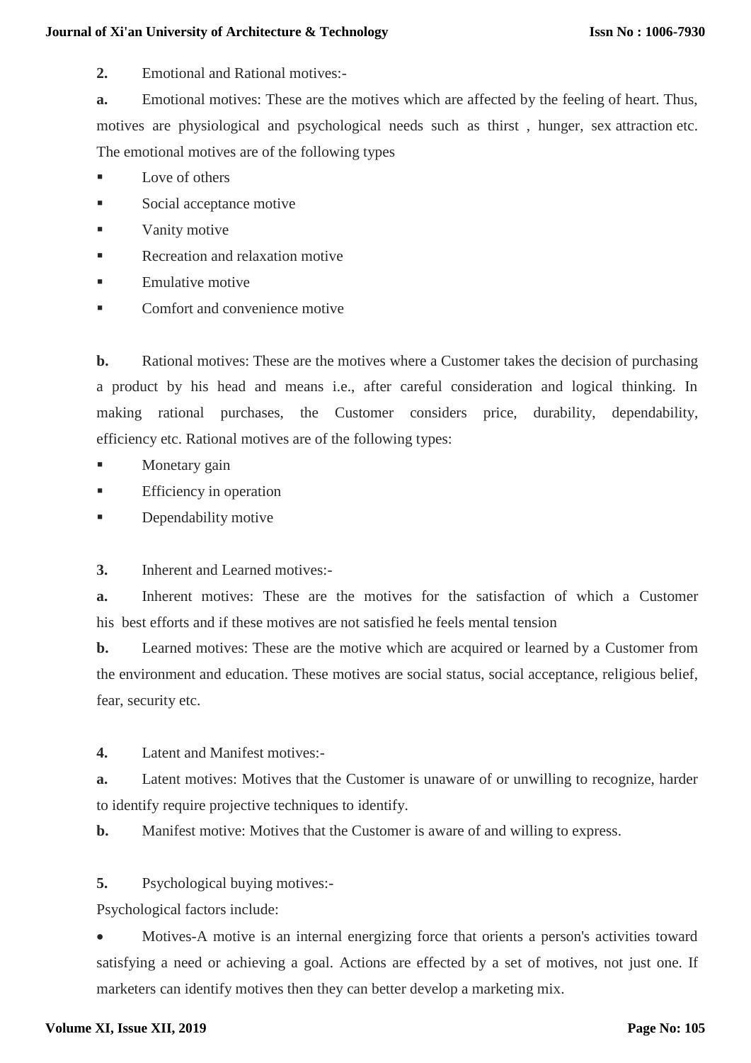**2.** Emotional and Rational motives:-

**a.** Emotional motives: These are the motives which are affected by the feeling of heart. Thus, motives are physiological and psychological needs such as thirst , hunger, sex attraction etc. The emotional motives are of the following types

- Love of others
- Social acceptance motive
- Vanity motive
- Recreation and relaxation motive
- Emulative motive
- Comfort and convenience motive

**b.** Rational motives: These are the motives where a Customer takes the decision of purchasing a product by his head and means i.e., after careful consideration and logical thinking. In making rational purchases, the Customer considers price, durability, dependability, efficiency etc. Rational motives are of the following types:

- Monetary gain
- Efficiency in operation
- Dependability motive

**3.** Inherent and Learned motives:-

**a.** Inherent motives: These are the motives for the satisfaction of which a Customer his best efforts and if these motives are not satisfied he feels mental tension

**b.** Learned motives: These are the motive which are acquired or learned by a Customer from the environment and education. These motives are social status, social acceptance, religious belief, fear, security etc.

**4.** Latent and Manifest motives:-

**a.** Latent motives: Motives that the Customer is unaware of or unwilling to recognize, harder to identify require projective techniques to identify.

**b.** Manifest motive: Motives that the Customer is aware of and willing to express.

**5.** Psychological buying motives:-

Psychological factors include:

- Motives-A motive is an internal energizing force that orients a person's activities toward satisfying a need or achieving a goal. Actions are effected by a set of motives, not just one. If marketers can identify motives then they can better develop a marketing mix.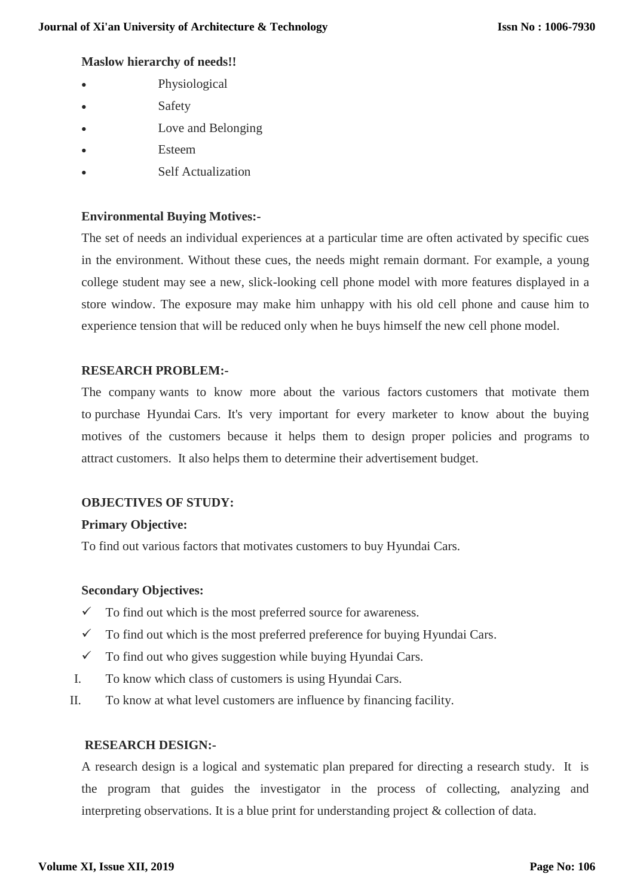**Maslow hierarchy of needs!!**

- Physiological
- Safety
- Love and Belonging
- Esteem
- Self Actualization

**Environmental Buying Motives:-**

The set of needs an individual experiences at a particular time are often activated by specific cues in the environment. Without these cues, the needs might remain dormant. For example, a young college student may see a new, slick-looking cell phone model with more features displayed in a store window. The exposure may make him unhappy with his old cell phone and cause him to experience tension that will be reduced only when he buys himself the new cell phone model.

**RESEARCH PROBLEM:-**

The company wants to know more about the various factors customers that motivate them to purchase Hyundai Cars. It's very important for every marketer to know about the buying motives of the customers because it helps them to design proper policies and programs to attract customers. It also helps them to determine their advertisement budget.

**OBJECTIVES OF STUDY:**

**Primary Objective:**

To find out various factors that motivates customers to buy Hyundai Cars.

**Secondary Objectives:**

- ✓ To find out which is the most preferred source for awareness.
- ✓ To find out which is the most preferred preference for buying Hyundai Cars.
- ✓ To find out who gives suggestion while buying Hyundai Cars.

I. To know which class of customers is using Hyundai Cars.

II. To know at what level customers are influence by financing facility.

**RESEARCH DESIGN:-**

A research design is a logical and systematic plan prepared for directing a research study. It is the program that guides the investigator in the process of collecting, analyzing and interpreting observations. It is a blue print for understanding project & collection of data.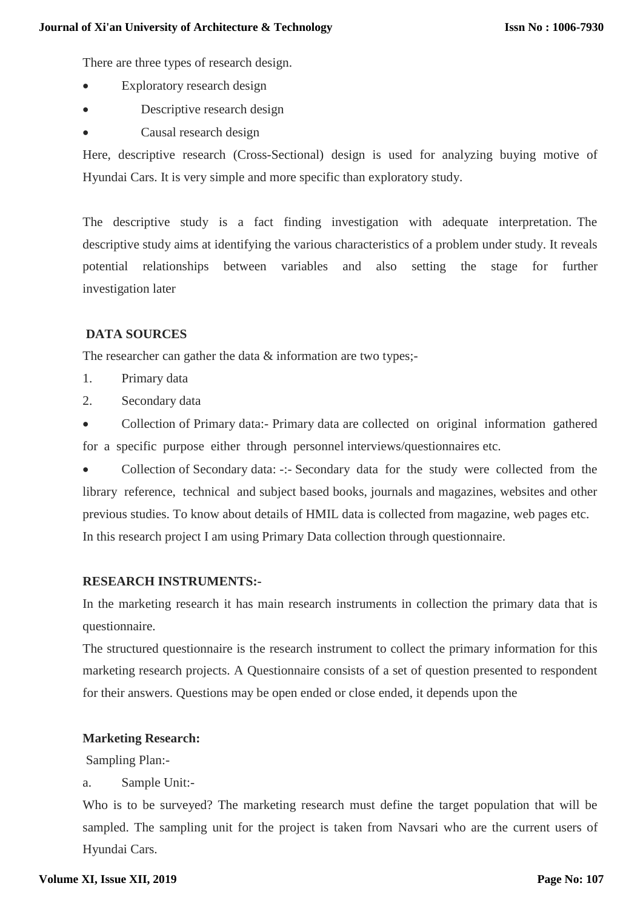There are three types of research design.

- Exploratory research design
- Descriptive research design
- Causal research design

Here, descriptive research (Cross-Sectional) design is used for analyzing buying motive of Hyundai Cars. It is very simple and more specific than exploratory study.

The descriptive study is a fact finding investigation with adequate interpretation. The descriptive study aims at identifying the various characteristics of a problem under study. It reveals potential relationships between variables and also setting the stage for further investigation later

**DATA SOURCES**

The researcher can gather the data & information are two types;-

1. Primary data
2. Secondary data

- Collection of Primary data:- Primary data are collected on original information gathered for a specific purpose either through personnel interviews/questionnaires etc.
- Collection of Secondary data: -:- Secondary data for the study were collected from the library reference, technical and subject based books, journals and magazines, websites and other previous studies. To know about details of HMIL data is collected from magazine, web pages etc.

In this research project I am using Primary Data collection through questionnaire.

**RESEARCH INSTRUMENTS:-**

In the marketing research it has main research instruments in collection the primary data that is questionnaire.

The structured questionnaire is the research instrument to collect the primary information for this marketing research projects. A Questionnaire consists of a set of question presented to respondent for their answers. Questions may be open ended or close ended, it depends upon the

**Marketing Research:**

Sampling Plan:-

a. Sample Unit:-

Who is to be surveyed? The marketing research must define the target population that will be sampled. The sampling unit for the project is taken from Navsari who are the current users of Hyundai Cars.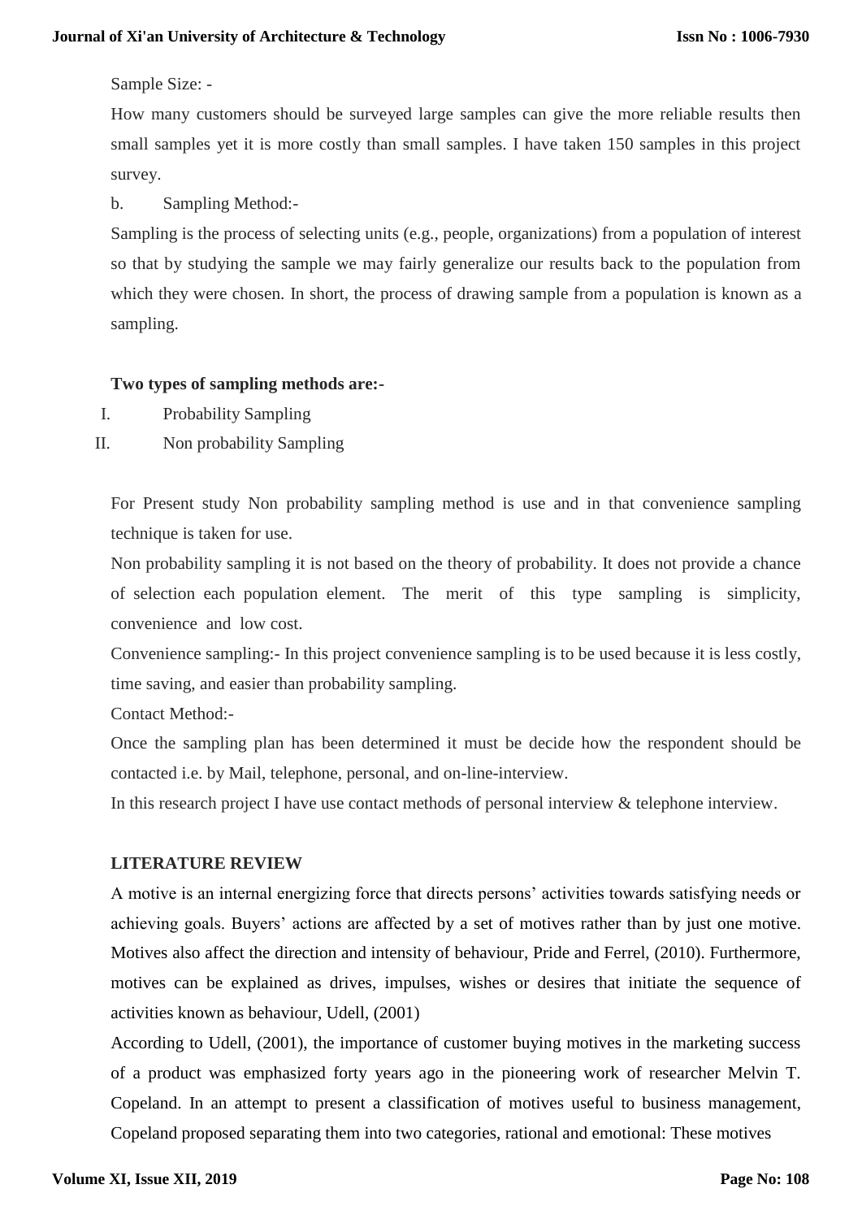Sample Size: -

How many customers should be surveyed large samples can give the more reliable results then small samples yet it is more costly than small samples. I have taken 150 samples in this project survey.

b. Sampling Method:-

Sampling is the process of selecting units (e.g., people, organizations) from a population of interest so that by studying the sample we may fairly generalize our results back to the population from which they were chosen. In short, the process of drawing sample from a population is known as a sampling.

**Two types of sampling methods are:-**

I. Probability Sampling

II. Non probability Sampling

For Present study Non probability sampling method is use and in that convenience sampling technique is taken for use.

Non probability sampling it is not based on the theory of probability. It does not provide a chance of selection each population element. The merit of this type sampling is simplicity, convenience and low cost.

Convenience sampling:- In this project convenience sampling is to be used because it is less costly, time saving, and easier than probability sampling.

Contact Method:-

Once the sampling plan has been determined it must be decide how the respondent should be contacted i.e. by Mail, telephone, personal, and on-line-interview.

In this research project I have use contact methods of personal interview & telephone interview.

**LITERATURE REVIEW**

A motive is an internal energizing force that directs persons' activities towards satisfying needs or achieving goals. Buyers' actions are affected by a set of motives rather than by just one motive. Motives also affect the direction and intensity of behaviour, Pride and Ferrel, (2010). Furthermore, motives can be explained as drives, impulses, wishes or desires that initiate the sequence of activities known as behaviour, Udell, (2001)

According to Udell, (2001), the importance of customer buying motives in the marketing success of a product was emphasized forty years ago in the pioneering work of researcher Melvin T. Copeland. In an attempt to present a classification of motives useful to business management, Copeland proposed separating them into two categories, rational and emotional: These motives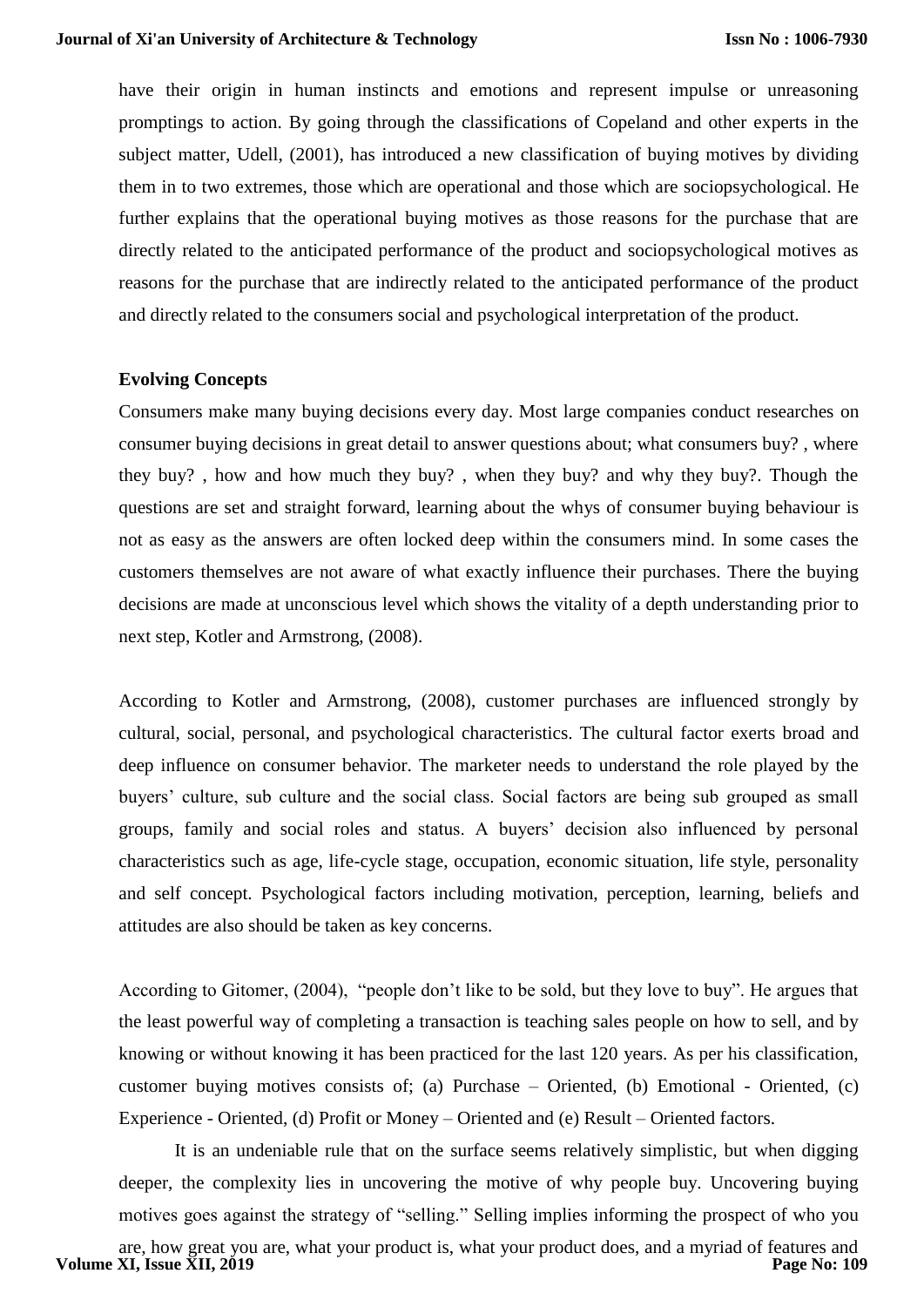have their origin in human instincts and emotions and represent impulse or unreasoning promptings to action. By going through the classifications of Copeland and other experts in the subject matter, Udell, (2001), has introduced a new classification of buying motives by dividing them in to two extremes, those which are operational and those which are sociopsychological. He further explains that the operational buying motives as those reasons for the purchase that are directly related to the anticipated performance of the product and sociopsychological motives as reasons for the purchase that are indirectly related to the anticipated performance of the product and directly related to the consumers social and psychological interpretation of the product.

**Evolving Concepts**

Consumers make many buying decisions every day. Most large companies conduct researches on consumer buying decisions in great detail to answer questions about; what consumers buy? , where they buy? , how and how much they buy? , when they buy? and why they buy?. Though the questions are set and straight forward, learning about the whys of consumer buying behaviour is not as easy as the answers are often locked deep within the consumers mind. In some cases the customers themselves are not aware of what exactly influence their purchases. There the buying decisions are made at unconscious level which shows the vitality of a depth understanding prior to next step, Kotler and Armstrong, (2008).

According to Kotler and Armstrong, (2008), customer purchases are influenced strongly by cultural, social, personal, and psychological characteristics. The cultural factor exerts broad and deep influence on consumer behavior. The marketer needs to understand the role played by the buyers' culture, sub culture and the social class. Social factors are being sub grouped as small groups, family and social roles and status. A buyers' decision also influenced by personal characteristics such as age, life-cycle stage, occupation, economic situation, life style, personality and self concept. Psychological factors including motivation, perception, learning, beliefs and attitudes are also should be taken as key concerns.

According to Gitomer, (2004), "people don't like to be sold, but they love to buy". He argues that the least powerful way of completing a transaction is teaching sales people on how to sell, and by knowing or without knowing it has been practiced for the last 120 years. As per his classification, customer buying motives consists of; (a) Purchase – Oriented, (b) Emotional - Oriented, (c) Experience - Oriented, (d) Profit or Money – Oriented and (e) Result – Oriented factors.

It is an undeniable rule that on the surface seems relatively simplistic, but when digging deeper, the complexity lies in uncovering the motive of why people buy. Uncovering buying motives goes against the strategy of "selling." Selling implies informing the prospect of who you are, how great you are, what your product is, what your product does, and a myriad of features and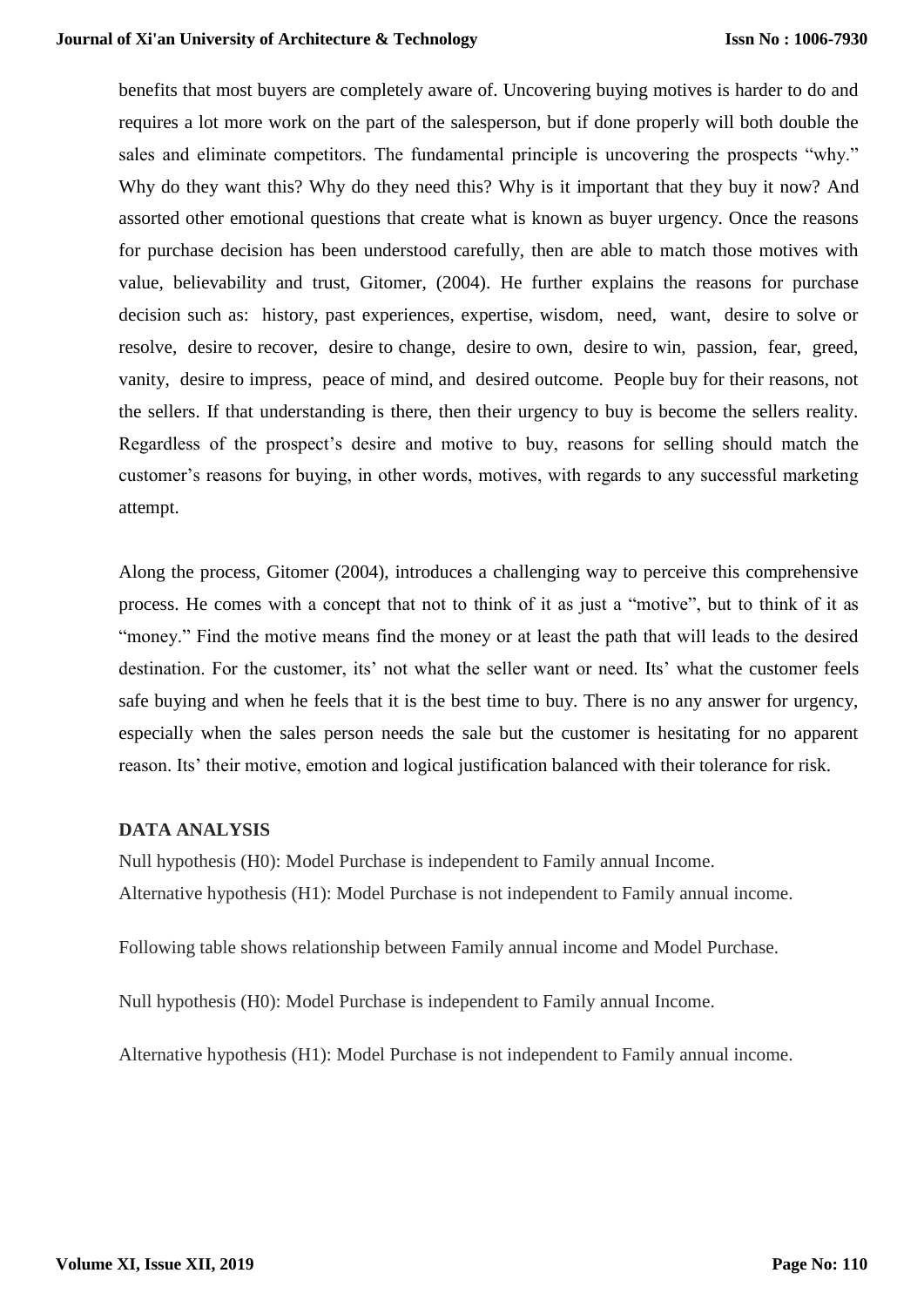benefits that most buyers are completely aware of. Uncovering buying motives is harder to do and requires a lot more work on the part of the salesperson, but if done properly will both double the sales and eliminate competitors. The fundamental principle is uncovering the prospects "why." Why do they want this? Why do they need this? Why is it important that they buy it now? And assorted other emotional questions that create what is known as buyer urgency. Once the reasons for purchase decision has been understood carefully, then are able to match those motives with value, believability and trust, Gitomer, (2004). He further explains the reasons for purchase decision such as: history, past experiences, expertise, wisdom, need, want, desire to solve or resolve, desire to recover, desire to change, desire to own, desire to win, passion, fear, greed, vanity, desire to impress, peace of mind, and desired outcome. People buy for their reasons, not the sellers. If that understanding is there, then their urgency to buy is become the sellers reality. Regardless of the prospect's desire and motive to buy, reasons for selling should match the customer's reasons for buying, in other words, motives, with regards to any successful marketing attempt.

Along the process, Gitomer (2004), introduces a challenging way to perceive this comprehensive process. He comes with a concept that not to think of it as just a "motive", but to think of it as "money." Find the motive means find the money or at least the path that will leads to the desired destination. For the customer, its' not what the seller want or need. Its' what the customer feels safe buying and when he feels that it is the best time to buy. There is no any answer for urgency, especially when the sales person needs the sale but the customer is hesitating for no apparent reason. Its' their motive, emotion and logical justification balanced with their tolerance for risk.

## DATA ANALYSIS

Null hypothesis (H0): Model Purchase is independent to Family annual Income.
Alternative hypothesis (H1): Model Purchase is not independent to Family annual income.

Following table shows relationship between Family annual income and Model Purchase.

Null hypothesis (H0): Model Purchase is independent to Family annual Income.

Alternative hypothesis (H1): Model Purchase is not independent to Family annual income.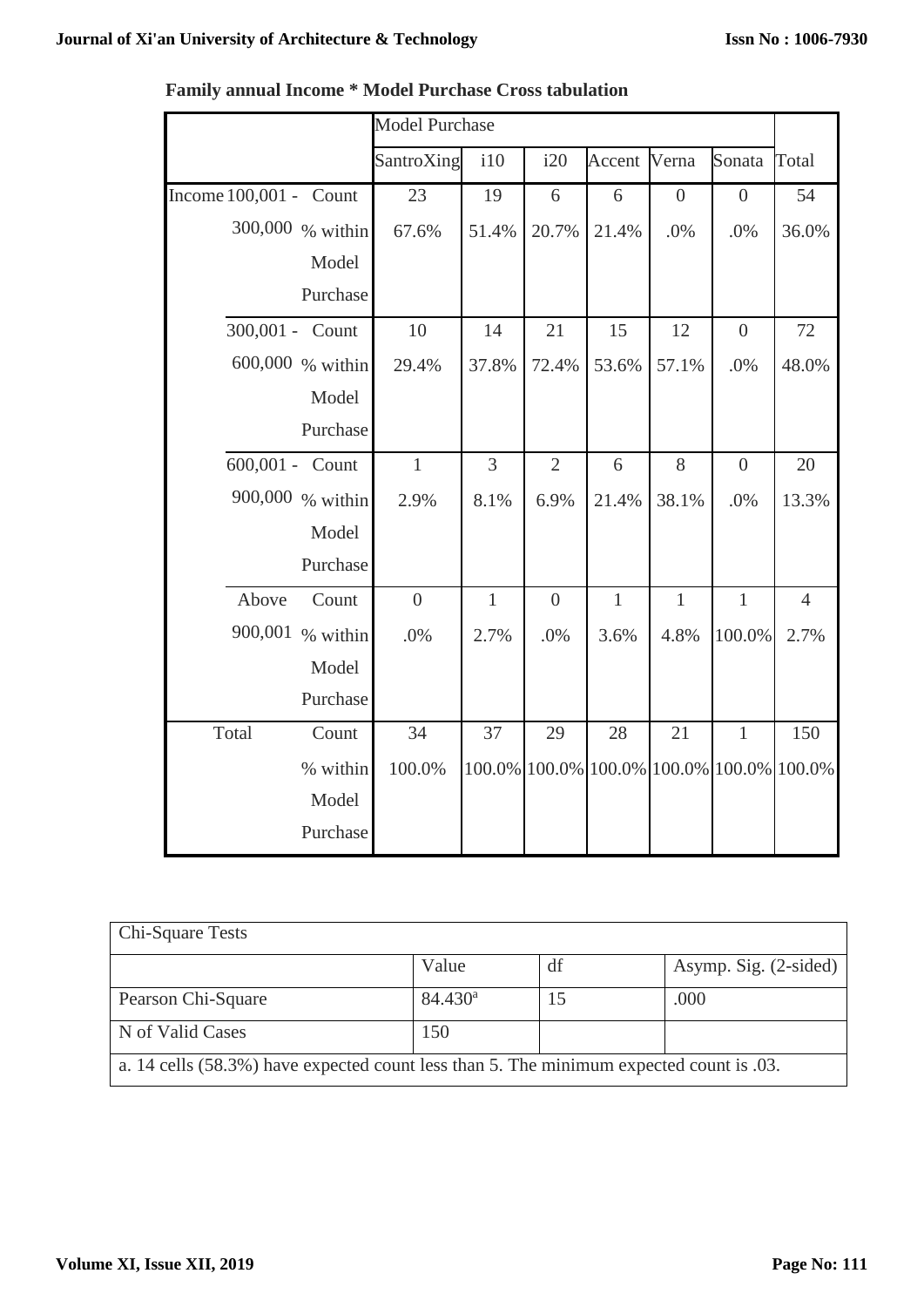**Family annual Income * Model Purchase Cross tabulation**

| | | | Model Purchase | | | | | | |
|---|---|---|---|---|---|---|---|---|---|
| | | | SantroXing | i10 | i20 | Accent | Verna | Sonata | Total |
| Income | 100,001 - 300,000 | Count | 23 | 19 | 6 | 6 | 0 | 0 | 54 |
| | | % within Model Purchase | 67.6% | 51.4% | 20.7% | 21.4% | .0% | .0% | 36.0% |
| | 300,001 - 600,000 | Count | 10 | 14 | 21 | 15 | 12 | 0 | 72 |
| | | % within Model Purchase | 29.4% | 37.8% | 72.4% | 53.6% | 57.1% | .0% | 48.0% |
| | 600,001 - 900,000 | Count | 1 | 3 | 2 | 6 | 8 | 0 | 20 |
| | | % within Model Purchase | 2.9% | 8.1% | 6.9% | 21.4% | 38.1% | .0% | 13.3% |
| | Above 900,001 | Count | 0 | 1 | 0 | 1 | 1 | 1 | 4 |
| | | % within Model Purchase | .0% | 2.7% | .0% | 3.6% | 4.8% | 100.0% | 2.7% |
| Total | | Count | 34 | 37 | 29 | 28 | 21 | 1 | 150 |
| | | % within Model Purchase | 100.0% | 100.0% | 100.0% | 100.0% | 100.0% | 100.0% | 100.0% |

| Chi-Square Tests | | | |
|---|---|---|---|
| | Value | df | Asymp. Sig. (2-sided) |
| Pearson Chi-Square | 84.430[a] | 15 | .000 |
| N of Valid Cases | 150 | | |

a. 14 cells (58.3%) have expected count less than 5. The minimum expected count is .03.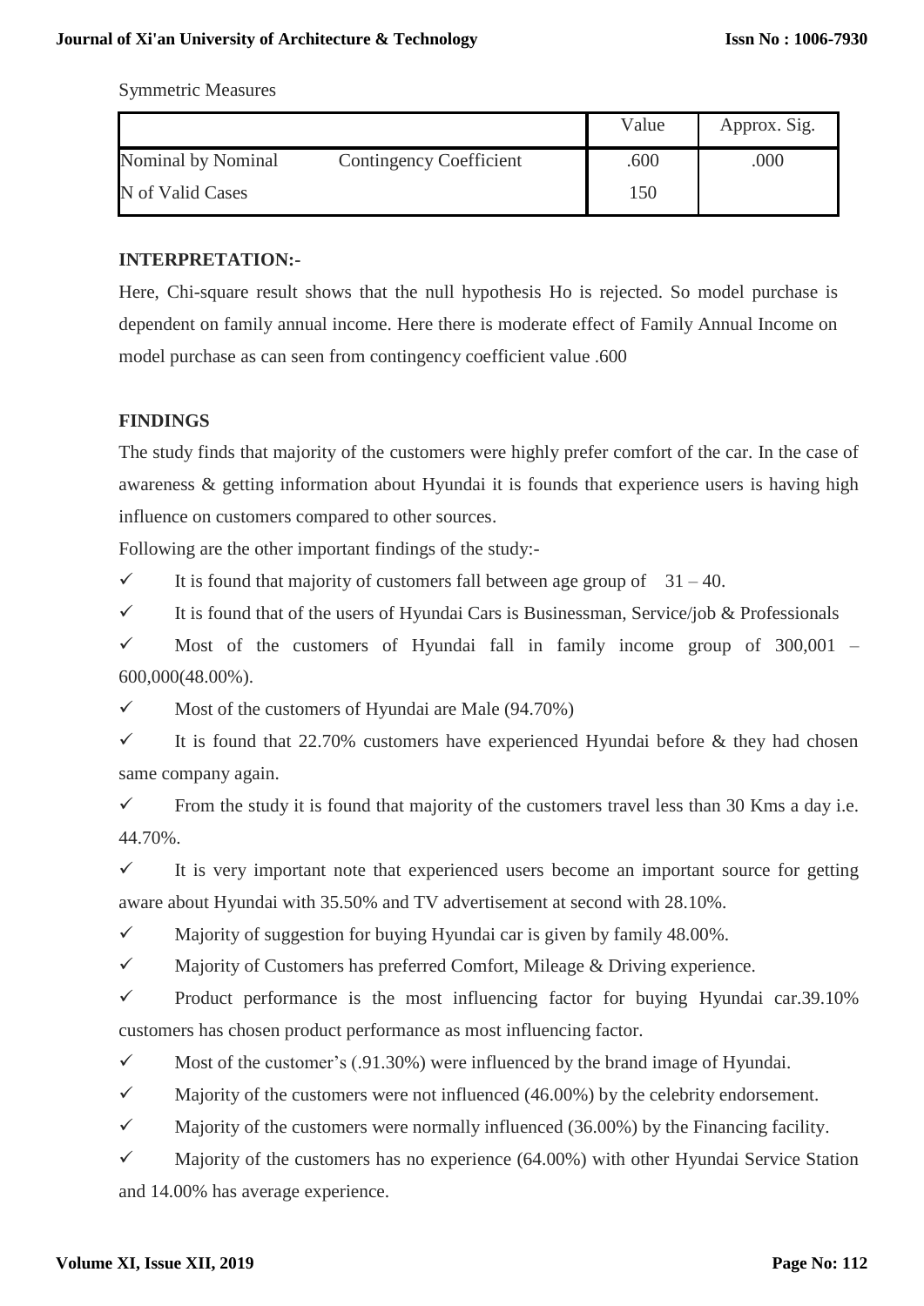Symmetric Measures

| | | Value | Approx. Sig. |
|---|---|---|---|
| Nominal by Nominal | Contingency Coefficient | .600 | .000 |
| N of Valid Cases | | 150 | |

**INTERPRETATION:-**

Here, Chi-square result shows that the null hypothesis Ho is rejected. So model purchase is dependent on family annual income. Here there is moderate effect of Family Annual Income on model purchase as can seen from contingency coefficient value .600

**FINDINGS**

The study finds that majority of the customers were highly prefer comfort of the car. In the case of awareness & getting information about Hyundai it is founds that experience users is having high influence on customers compared to other sources.

Following are the other important findings of the study:-

- ✓ It is found that majority of customers fall between age group of 31 – 40.
- ✓ It is found that of the users of Hyundai Cars is Businessman, Service/job & Professionals
- ✓ Most of the customers of Hyundai fall in family income group of 300,001 – 600,000(48.00%).
- ✓ Most of the customers of Hyundai are Male (94.70%)
- ✓ It is found that 22.70% customers have experienced Hyundai before & they had chosen same company again.
- ✓ From the study it is found that majority of the customers travel less than 30 Kms a day i.e. 44.70%.
- ✓ It is very important note that experienced users become an important source for getting aware about Hyundai with 35.50% and TV advertisement at second with 28.10%.
- ✓ Majority of suggestion for buying Hyundai car is given by family 48.00%.
- ✓ Majority of Customers has preferred Comfort, Mileage & Driving experience.
- ✓ Product performance is the most influencing factor for buying Hyundai car.39.10% customers has chosen product performance as most influencing factor.
- ✓ Most of the customer's (.91.30%) were influenced by the brand image of Hyundai.
- ✓ Majority of the customers were not influenced (46.00%) by the celebrity endorsement.
- ✓ Majority of the customers were normally influenced (36.00%) by the Financing facility.
- ✓ Majority of the customers has no experience (64.00%) with other Hyundai Service Station and 14.00% has average experience.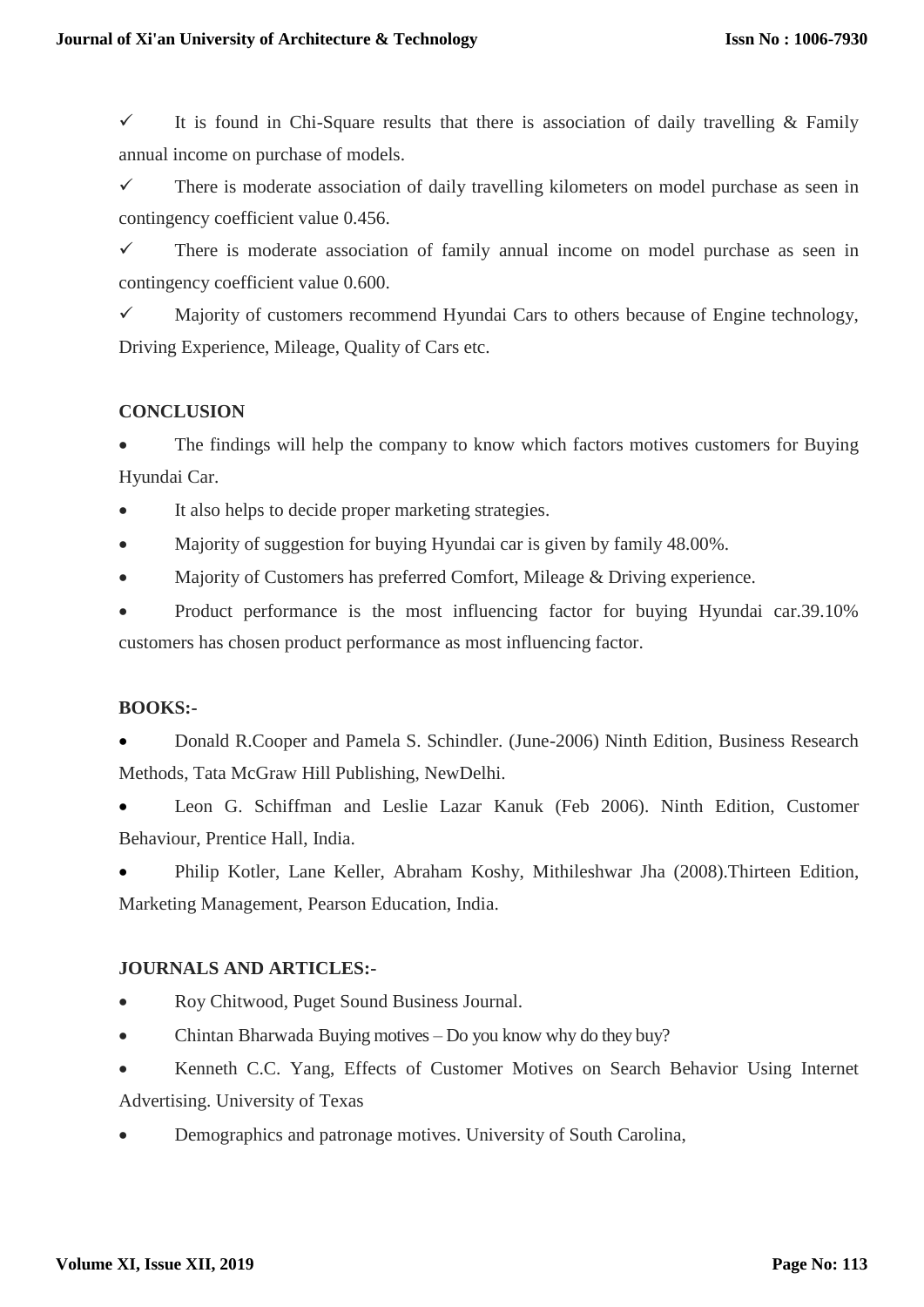- It is found in Chi-Square results that there is association of daily travelling & Family annual income on purchase of models.
- There is moderate association of daily travelling kilometers on model purchase as seen in contingency coefficient value 0.456.
- There is moderate association of family annual income on model purchase as seen in contingency coefficient value 0.600.
- Majority of customers recommend Hyundai Cars to others because of Engine technology, Driving Experience, Mileage, Quality of Cars etc.

## CONCLUSION

- The findings will help the company to know which factors motives customers for Buying Hyundai Car.
- It also helps to decide proper marketing strategies.
- Majority of suggestion for buying Hyundai car is given by family 48.00%.
- Majority of Customers has preferred Comfort, Mileage & Driving experience.
- Product performance is the most influencing factor for buying Hyundai car.39.10% customers has chosen product performance as most influencing factor.

## BOOKS:-

- Donald R.Cooper and Pamela S. Schindler. (June-2006) Ninth Edition, Business Research Methods, Tata McGraw Hill Publishing, NewDelhi.
- Leon G. Schiffman and Leslie Lazar Kanuk (Feb 2006). Ninth Edition, Customer Behaviour, Prentice Hall, India.
- Philip Kotler, Lane Keller, Abraham Koshy, Mithileshwar Jha (2008).Thirteen Edition, Marketing Management, Pearson Education, India.

## JOURNALS AND ARTICLES:-

- Roy Chitwood, Puget Sound Business Journal.
- Chintan Bharwada Buying motives – Do you know why do they buy?
- Kenneth C.C. Yang, Effects of Customer Motives on Search Behavior Using Internet Advertising. University of Texas
- Demographics and patronage motives. University of South Carolina,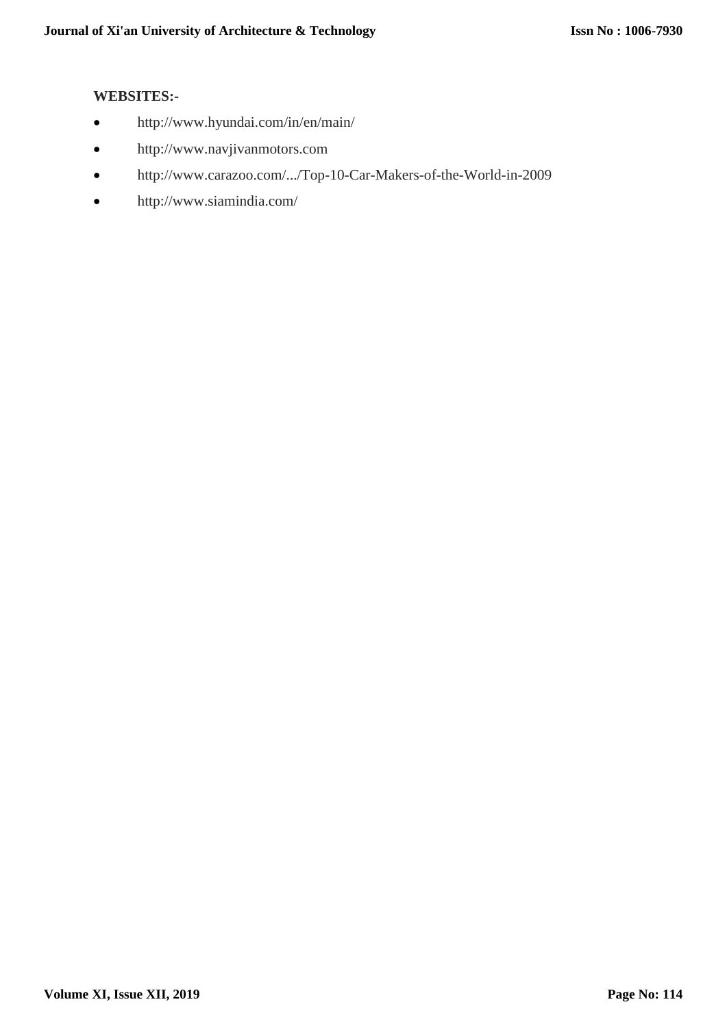**WEBSITES:-**

- http://www.hyundai.com/in/en/main/
- http://www.navjivanmotors.com
- http://www.carazoo.com/.../Top-10-Car-Makers-of-the-World-in-2009
- http://www.siamindia.com/